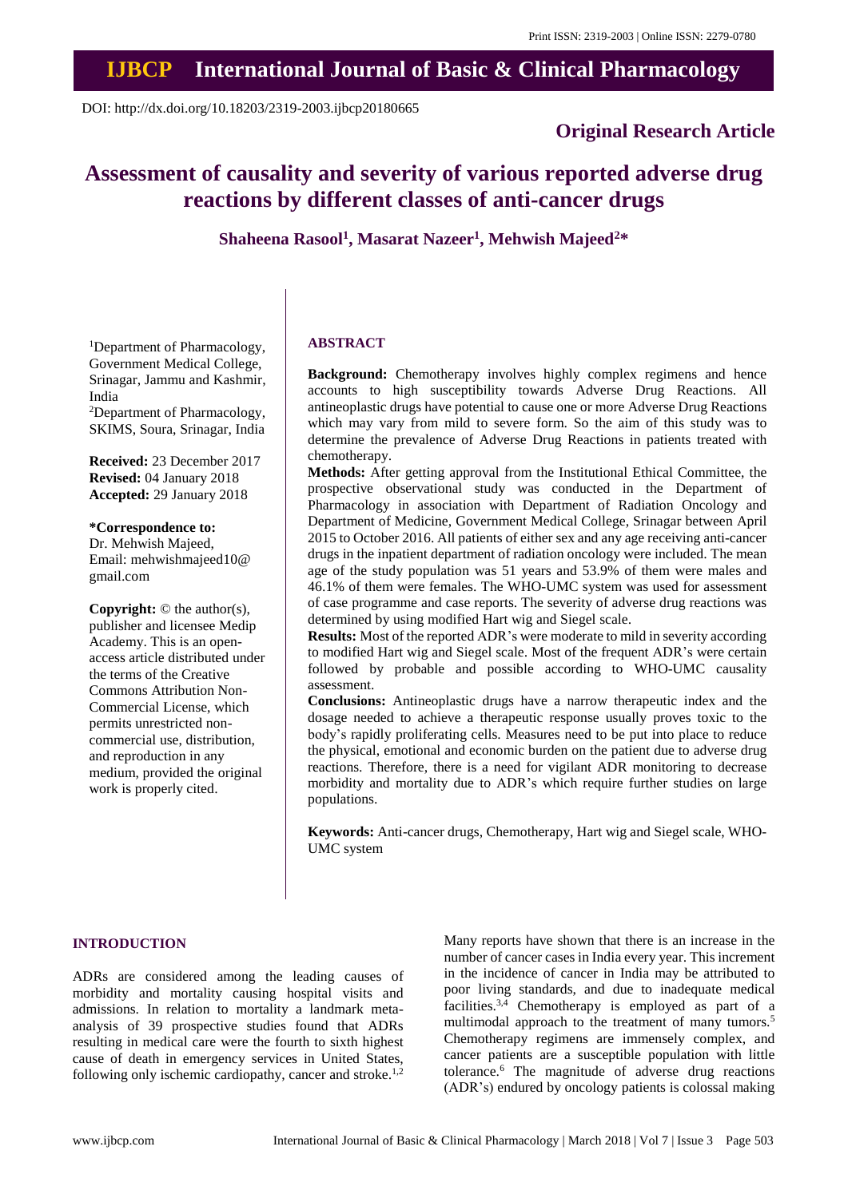Print ISSN: 2319-2003 | Online ISSN: 2279-0780

# IJBCP International Journal of Basic & Clinical Pharmacology

DOI: http://dx.doi.org/10.18203/2319-2003.ijbcp20180665

**Original Research Article**

# Assessment of causality and severity of various reported adverse drug reactions by different classes of anti-cancer drugs

**Shaheena Rasool[1], Masarat Nazeer[1], Mehwish Majeed[2]***

[1]Department of Pharmacology, Government Medical College, Srinagar, Jammu and Kashmir, India
[2]Department of Pharmacology, SKIMS, Soura, Srinagar, India

**Received:** 23 December 2017
**Revised:** 04 January 2018
**Accepted:** 29 January 2018

***Correspondence to:**
Dr. Mehwish Majeed,
Email: mehwishmajeed10@gmail.com

**Copyright:** © the author(s), publisher and licensee Medip Academy. This is an open-access article distributed under the terms of the Creative Commons Attribution Non-Commercial License, which permits unrestricted non-commercial use, distribution, and reproduction in any medium, provided the original work is properly cited.

## ABSTRACT

**Background:** Chemotherapy involves highly complex regimens and hence accounts to high susceptibility towards Adverse Drug Reactions. All antineoplastic drugs have potential to cause one or more Adverse Drug Reactions which may vary from mild to severe form. So the aim of this study was to determine the prevalence of Adverse Drug Reactions in patients treated with chemotherapy.

**Methods:** After getting approval from the Institutional Ethical Committee, the prospective observational study was conducted in the Department of Pharmacology in association with Department of Radiation Oncology and Department of Medicine, Government Medical College, Srinagar between April 2015 to October 2016. All patients of either sex and any age receiving anti-cancer drugs in the inpatient department of radiation oncology were included. The mean age of the study population was 51 years and 53.9% of them were males and 46.1% of them were females. The WHO-UMC system was used for assessment of case programme and case reports. The severity of adverse drug reactions was determined by using modified Hart wig and Siegel scale.

**Results:** Most of the reported ADR's were moderate to mild in severity according to modified Hart wig and Siegel scale. Most of the frequent ADR's were certain followed by probable and possible according to WHO-UMC causality assessment.

**Conclusions:** Antineoplastic drugs have a narrow therapeutic index and the dosage needed to achieve a therapeutic response usually proves toxic to the body's rapidly proliferating cells. Measures need to be put into place to reduce the physical, emotional and economic burden on the patient due to adverse drug reactions. Therefore, there is a need for vigilant ADR monitoring to decrease morbidity and mortality due to ADR's which require further studies on large populations.

**Keywords:** Anti-cancer drugs, Chemotherapy, Hart wig and Siegel scale, WHO-UMC system

## INTRODUCTION

ADRs are considered among the leading causes of morbidity and mortality causing hospital visits and admissions. In relation to mortality a landmark meta-analysis of 39 prospective studies found that ADRs resulting in medical care were the fourth to sixth highest cause of death in emergency services in United States, following only ischemic cardiopathy, cancer and stroke.[1,2]

Many reports have shown that there is an increase in the number of cancer cases in India every year. This increment in the incidence of cancer in India may be attributed to poor living standards, and due to inadequate medical facilities.[3,4] Chemotherapy is employed as part of a multimodal approach to the treatment of many tumors.[5] Chemotherapy regimens are immensely complex, and cancer patients are a susceptible population with little tolerance.[6] The magnitude of adverse drug reactions (ADR's) endured by oncology patients is colossal making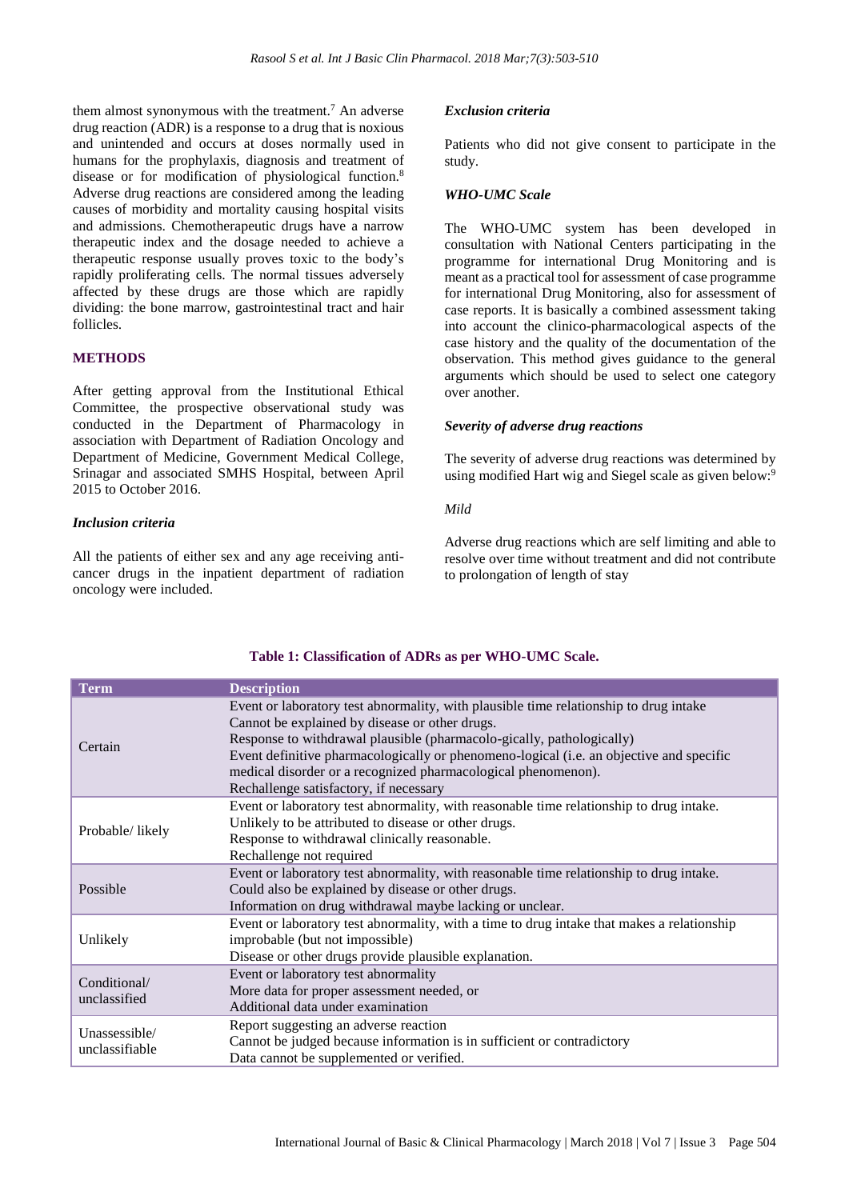them almost synonymous with the treatment.[7] An adverse drug reaction (ADR) is a response to a drug that is noxious and unintended and occurs at doses normally used in humans for the prophylaxis, diagnosis and treatment of disease or for modification of physiological function.[8] Adverse drug reactions are considered among the leading causes of morbidity and mortality causing hospital visits and admissions. Chemotherapeutic drugs have a narrow therapeutic index and the dosage needed to achieve a therapeutic response usually proves toxic to the body's rapidly proliferating cells. The normal tissues adversely affected by these drugs are those which are rapidly dividing: the bone marrow, gastrointestinal tract and hair follicles.

## METHODS

After getting approval from the Institutional Ethical Committee, the prospective observational study was conducted in the Department of Pharmacology in association with Department of Radiation Oncology and Department of Medicine, Government Medical College, Srinagar and associated SMHS Hospital, between April 2015 to October 2016.

### *Inclusion criteria*

All the patients of either sex and any age receiving anti-cancer drugs in the inpatient department of radiation oncology were included.

### *Exclusion criteria*

Patients who did not give consent to participate in the study.

### *WHO-UMC Scale*

The WHO-UMC system has been developed in consultation with National Centers participating in the programme for international Drug Monitoring and is meant as a practical tool for assessment of case programme for international Drug Monitoring, also for assessment of case reports. It is basically a combined assessment taking into account the clinico-pharmacological aspects of the case history and the quality of the documentation of the observation. This method gives guidance to the general arguments which should be used to select one category over another.

### *Severity of adverse drug reactions*

The severity of adverse drug reactions was determined by using modified Hart wig and Siegel scale as given below:[9]

*Mild*

Adverse drug reactions which are self limiting and able to resolve over time without treatment and did not contribute to prolongation of length of stay

**Table 1: Classification of ADRs as per WHO-UMC Scale.**

| Term | Description |
|---|---|
| Certain | Event or laboratory test abnormality, with plausible time relationship to drug intake<br>Cannot be explained by disease or other drugs.<br>Response to withdrawal plausible (pharmacolo-gically, pathologically)<br>Event definitive pharmacologically or phenomeno-logical (i.e. an objective and specific medical disorder or a recognized pharmacological phenomenon).<br>Rechallenge satisfactory, if necessary |
| Probable/ likely | Event or laboratory test abnormality, with reasonable time relationship to drug intake.<br>Unlikely to be attributed to disease or other drugs.<br>Response to withdrawal clinically reasonable.<br>Rechallenge not required |
| Possible | Event or laboratory test abnormality, with reasonable time relationship to drug intake.<br>Could also be explained by disease or other drugs.<br>Information on drug withdrawal maybe lacking or unclear. |
| Unlikely | Event or laboratory test abnormality, with a time to drug intake that makes a relationship improbable (but not impossible)<br>Disease or other drugs provide plausible explanation. |
| Conditional/ unclassified | Event or laboratory test abnormality<br>More data for proper assessment needed, or<br>Additional data under examination |
| Unassessible/ unclassifiable | Report suggesting an adverse reaction<br>Cannot be judged because information is in sufficient or contradictory<br>Data cannot be supplemented or verified. |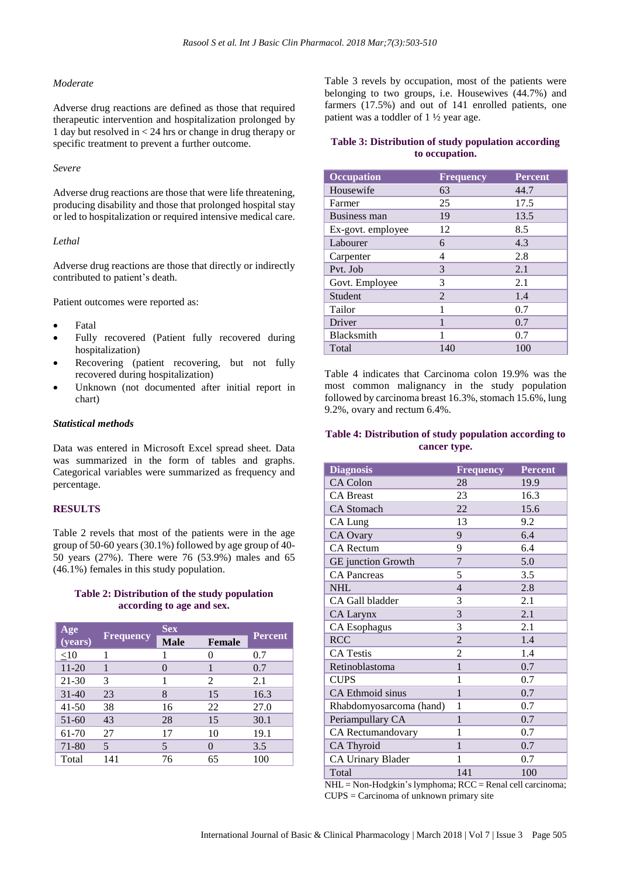*Moderate*

Adverse drug reactions are defined as those that required therapeutic intervention and hospitalization prolonged by 1 day but resolved in < 24 hrs or change in drug therapy or specific treatment to prevent a further outcome.

*Severe*

Adverse drug reactions are those that were life threatening, producing disability and those that prolonged hospital stay or led to hospitalization or required intensive medical care.

*Lethal*

Adverse drug reactions are those that directly or indirectly contributed to patient's death.

Patient outcomes were reported as:

- Fatal
- Fully recovered (Patient fully recovered during hospitalization)
- Recovering (patient recovering, but not fully recovered during hospitalization)
- Unknown (not documented after initial report in chart)

***Statistical methods***

Data was entered in Microsoft Excel spread sheet. Data was summarized in the form of tables and graphs. Categorical variables were summarized as frequency and percentage.

## RESULTS

Table 2 revels that most of the patients were in the age group of 50-60 years (30.1%) followed by age group of 40-50 years (27%). There were 76 (53.9%) males and 65 (46.1%) females in this study population.

**Table 2: Distribution of the study population according to age and sex.**

| Age (years) | Frequency | Sex | | Percent |
|---|---|---|---|---|
| | | Male | Female | |
| ≤10 | 1 | 1 | 0 | 0.7 |
| 11-20 | 1 | 0 | 1 | 0.7 |
| 21-30 | 3 | 1 | 2 | 2.1 |
| 31-40 | 23 | 8 | 15 | 16.3 |
| 41-50 | 38 | 16 | 22 | 27.0 |
| 51-60 | 43 | 28 | 15 | 30.1 |
| 61-70 | 27 | 17 | 10 | 19.1 |
| 71-80 | 5 | 5 | 0 | 3.5 |
| Total | 141 | 76 | 65 | 100 |

Table 3 revels by occupation, most of the patients were belonging to two groups, i.e. Housewives (44.7%) and farmers (17.5%) and out of 141 enrolled patients, one patient was a toddler of 1 ½ year age.

**Table 3: Distribution of study population according to occupation.**

| Occupation | Frequency | Percent |
|---|---|---|
| Housewife | 63 | 44.7 |
| Farmer | 25 | 17.5 |
| Business man | 19 | 13.5 |
| Ex-govt. employee | 12 | 8.5 |
| Labourer | 6 | 4.3 |
| Carpenter | 4 | 2.8 |
| Pvt. Job | 3 | 2.1 |
| Govt. Employee | 3 | 2.1 |
| Student | 2 | 1.4 |
| Tailor | 1 | 0.7 |
| Driver | 1 | 0.7 |
| Blacksmith | 1 | 0.7 |
| Total | 140 | 100 |

Table 4 indicates that Carcinoma colon 19.9% was the most common malignancy in the study population followed by carcinoma breast 16.3%, stomach 15.6%, lung 9.2%, ovary and rectum 6.4%.

**Table 4: Distribution of study population according to cancer type.**

| Diagnosis | Frequency | Percent |
|---|---|---|
| CA Colon | 28 | 19.9 |
| CA Breast | 23 | 16.3 |
| CA Stomach | 22 | 15.6 |
| CA Lung | 13 | 9.2 |
| CA Ovary | 9 | 6.4 |
| CA Rectum | 9 | 6.4 |
| GE junction Growth | 7 | 5.0 |
| CA Pancreas | 5 | 3.5 |
| NHL | 4 | 2.8 |
| CA Gall bladder | 3 | 2.1 |
| CA Larynx | 3 | 2.1 |
| CA Esophagus | 3 | 2.1 |
| RCC | 2 | 1.4 |
| CA Testis | 2 | 1.4 |
| Retinoblastoma | 1 | 0.7 |
| CUPS | 1 | 0.7 |
| CA Ethmoid sinus | 1 | 0.7 |
| Rhabdomyosarcoma (hand) | 1 | 0.7 |
| Periampullary CA | 1 | 0.7 |
| CA Rectumandovary | 1 | 0.7 |
| CA Thyroid | 1 | 0.7 |
| CA Urinary Blader | 1 | 0.7 |
| Total | 141 | 100 |

NHL = Non-Hodgkin's lymphoma; RCC = Renal cell carcinoma; CUPS = Carcinoma of unknown primary site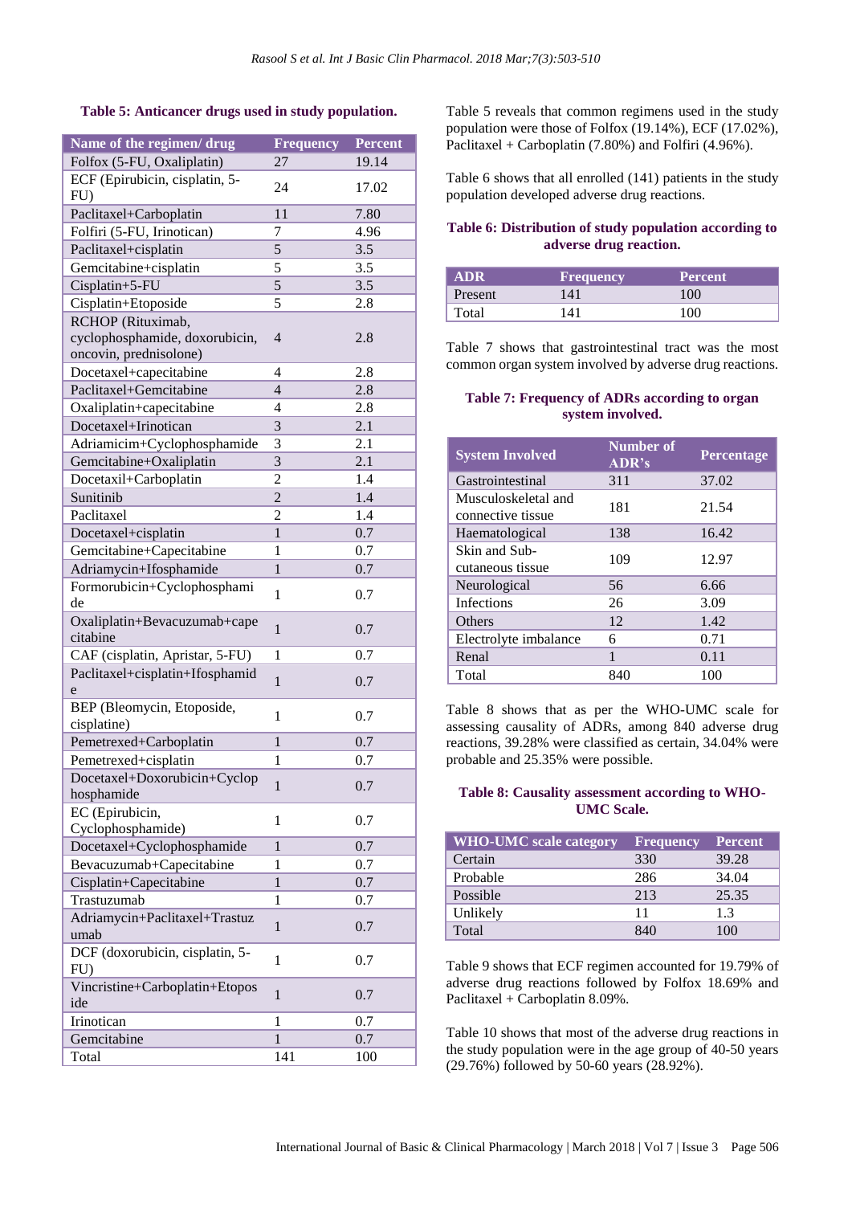**Table 5: Anticancer drugs used in study population.**

| Name of the regimen/ drug | Frequency | Percent |
|---|---|---|
| Folfox (5-FU, Oxaliplatin) | 27 | 19.14 |
| ECF (Epirubicin, cisplatin, 5-FU) | 24 | 17.02 |
| Paclitaxel+Carboplatin | 11 | 7.80 |
| Folfiri (5-FU, Irinotican) | 7 | 4.96 |
| Paclitaxel+cisplatin | 5 | 3.5 |
| Gemcitabine+cisplatin | 5 | 3.5 |
| Cisplatin+5-FU | 5 | 3.5 |
| Cisplatin+Etoposide | 5 | 2.8 |
| RCHOP (Rituximab, cyclophosphamide, doxorubicin, oncovin, prednisolone) | 4 | 2.8 |
| Docetaxel+capecitabine | 4 | 2.8 |
| Paclitaxel+Gemcitabine | 4 | 2.8 |
| Oxaliplatin+capecitabine | 4 | 2.8 |
| Docetaxel+Irinotican | 3 | 2.1 |
| Adriamicim+Cyclophosphamide | 3 | 2.1 |
| Gemcitabine+Oxaliplatin | 3 | 2.1 |
| Docetaxil+Carboplatin | 2 | 1.4 |
| Sunitinib | 2 | 1.4 |
| Paclitaxel | 2 | 1.4 |
| Docetaxel+cisplatin | 1 | 0.7 |
| Gemcitabine+Capecitabine | 1 | 0.7 |
| Adriamycin+Ifosphamide | 1 | 0.7 |
| Formorubicin+Cyclophosphamide | 1 | 0.7 |
| Oxaliplatin+Bevacuzumab+capecitabine | 1 | 0.7 |
| CAF (cisplatin, Apristar, 5-FU) | 1 | 0.7 |
| Paclitaxel+cisplatin+Ifosphamide | 1 | 0.7 |
| BEP (Bleomycin, Etoposide, cisplatine) | 1 | 0.7 |
| Pemetrexed+Carboplatin | 1 | 0.7 |
| Pemetrexed+cisplatin | 1 | 0.7 |
| Docetaxel+Doxorubicin+Cyclophosphamide | 1 | 0.7 |
| EC (Epirubicin, Cyclophosphamide) | 1 | 0.7 |
| Docetaxel+Cyclophosphamide | 1 | 0.7 |
| Bevacuzumab+Capecitabine | 1 | 0.7 |
| Cisplatin+Capecitabine | 1 | 0.7 |
| Trastuzumab | 1 | 0.7 |
| Adriamycin+Paclitaxel+Trastuzumab | 1 | 0.7 |
| DCF (doxorubicin, cisplatin, 5-FU) | 1 | 0.7 |
| Vincristine+Carboplatin+Etoposide | 1 | 0.7 |
| Irinotican | 1 | 0.7 |
| Gemcitabine | 1 | 0.7 |
| Total | 141 | 100 |

Table 5 reveals that common regimens used in the study population were those of Folfox (19.14%), ECF (17.02%), Paclitaxel + Carboplatin (7.80%) and Folfiri (4.96%).

Table 6 shows that all enrolled (141) patients in the study population developed adverse drug reactions.

**Table 6: Distribution of study population according to adverse drug reaction.**

| ADR | Frequency | Percent |
|---|---|---|
| Present | 141 | 100 |
| Total | 141 | 100 |

Table 7 shows that gastrointestinal tract was the most common organ system involved by adverse drug reactions.

**Table 7: Frequency of ADRs according to organ system involved.**

| System Involved | Number of ADR's | Percentage |
|---|---|---|
| Gastrointestinal | 311 | 37.02 |
| Musculoskeletal and connective tissue | 181 | 21.54 |
| Haematological | 138 | 16.42 |
| Skin and Sub-cutaneous tissue | 109 | 12.97 |
| Neurological | 56 | 6.66 |
| Infections | 26 | 3.09 |
| Others | 12 | 1.42 |
| Electrolyte imbalance | 6 | 0.71 |
| Renal | 1 | 0.11 |
| Total | 840 | 100 |

Table 8 shows that as per the WHO-UMC scale for assessing causality of ADRs, among 840 adverse drug reactions, 39.28% were classified as certain, 34.04% were probable and 25.35% were possible.

**Table 8: Causality assessment according to WHO-UMC Scale.**

| WHO-UMC scale category | Frequency | Percent |
|---|---|---|
| Certain | 330 | 39.28 |
| Probable | 286 | 34.04 |
| Possible | 213 | 25.35 |
| Unlikely | 11 | 1.3 |
| Total | 840 | 100 |

Table 9 shows that ECF regimen accounted for 19.79% of adverse drug reactions followed by Folfox 18.69% and Paclitaxel + Carboplatin 8.09%.

Table 10 shows that most of the adverse drug reactions in the study population were in the age group of 40-50 years (29.76%) followed by 50-60 years (28.92%).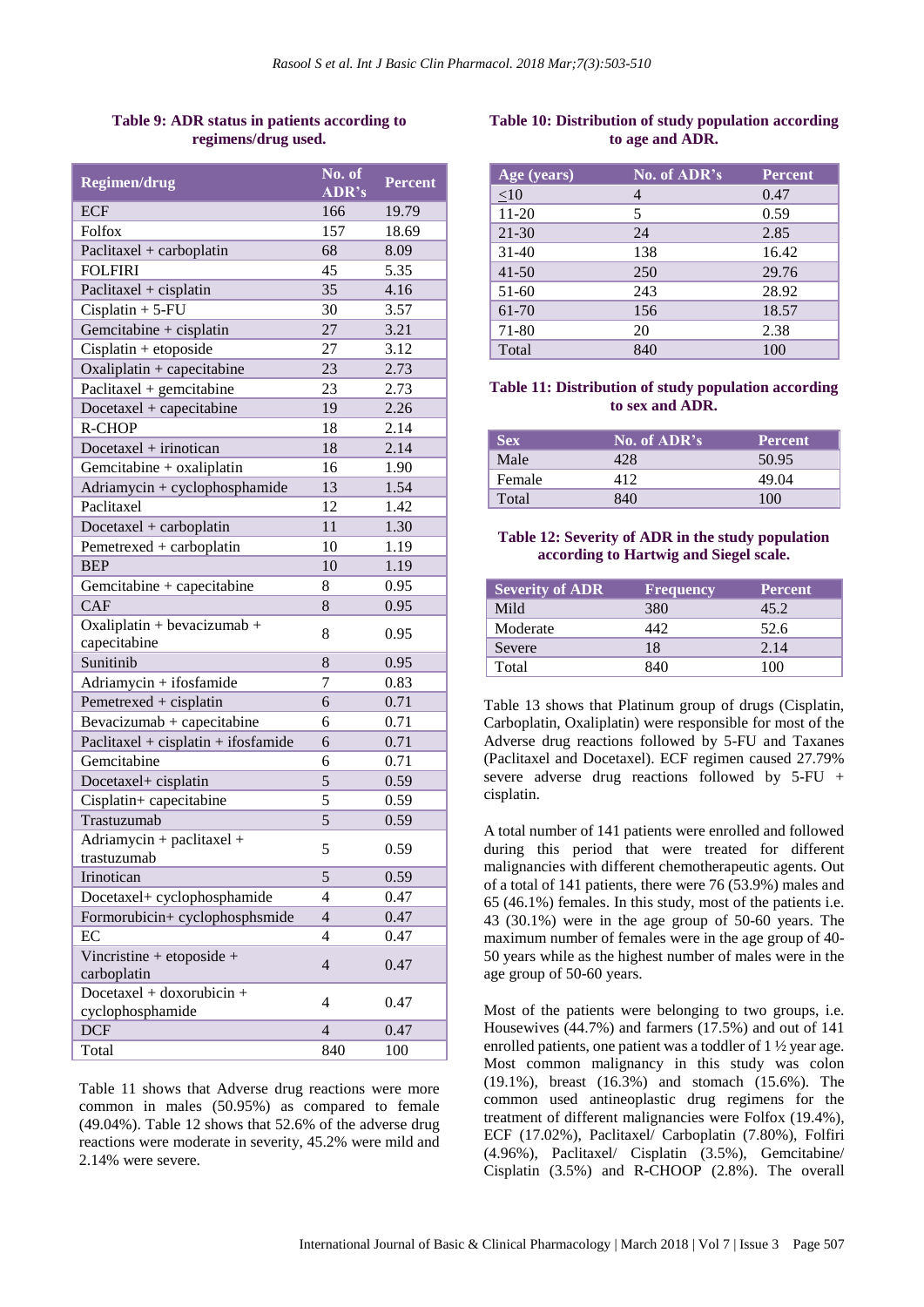**Table 9: ADR status in patients according to regimens/drug used.**

| Regimen/drug | No. of ADR's | Percent |
|---|---|---|
| ECF | 166 | 19.79 |
| Folfox | 157 | 18.69 |
| Paclitaxel + carboplatin | 68 | 8.09 |
| FOLFIRI | 45 | 5.35 |
| Paclitaxel + cisplatin | 35 | 4.16 |
| Cisplatin + 5-FU | 30 | 3.57 |
| Gemcitabine + cisplatin | 27 | 3.21 |
| Cisplatin + etoposide | 27 | 3.12 |
| Oxaliplatin + capecitabine | 23 | 2.73 |
| Paclitaxel + gemcitabine | 23 | 2.73 |
| Docetaxel + capecitabine | 19 | 2.26 |
| R-CHOP | 18 | 2.14 |
| Docetaxel + irinotican | 18 | 2.14 |
| Gemcitabine + oxaliplatin | 16 | 1.90 |
| Adriamycin + cyclophosphamide | 13 | 1.54 |
| Paclitaxel | 12 | 1.42 |
| Docetaxel + carboplatin | 11 | 1.30 |
| Pemetrexed + carboplatin | 10 | 1.19 |
| BEP | 10 | 1.19 |
| Gemcitabine + capecitabine | 8 | 0.95 |
| CAF | 8 | 0.95 |
| Oxaliplatin + bevacizumab + capecitabine | 8 | 0.95 |
| Sunitinib | 8 | 0.95 |
| Adriamycin + ifosfamide | 7 | 0.83 |
| Pemetrexed + cisplatin | 6 | 0.71 |
| Bevacizumab + capecitabine | 6 | 0.71 |
| Paclitaxel + cisplatin + ifosfamide | 6 | 0.71 |
| Gemcitabine | 6 | 0.71 |
| Docetaxel+ cisplatin | 5 | 0.59 |
| Cisplatin+ capecitabine | 5 | 0.59 |
| Trastuzumab | 5 | 0.59 |
| Adriamycin + paclitaxel + trastuzumab | 5 | 0.59 |
| Irinotican | 5 | 0.59 |
| Docetaxel+ cyclophosphamide | 4 | 0.47 |
| Formorubicin+ cyclophosphsmide | 4 | 0.47 |
| EC | 4 | 0.47 |
| Vincristine + etoposide + carboplatin | 4 | 0.47 |
| Docetaxel + doxorubicin + cyclophosphamide | 4 | 0.47 |
| DCF | 4 | 0.47 |
| Total | 840 | 100 |

Table 11 shows that Adverse drug reactions were more common in males (50.95%) as compared to female (49.04%). Table 12 shows that 52.6% of the adverse drug reactions were moderate in severity, 45.2% were mild and 2.14% were severe.

**Table 10: Distribution of study population according to age and ADR.**

| Age (years) | No. of ADR's | Percent |
|---|---|---|
| ≤10 | 4 | 0.47 |
| 11-20 | 5 | 0.59 |
| 21-30 | 24 | 2.85 |
| 31-40 | 138 | 16.42 |
| 41-50 | 250 | 29.76 |
| 51-60 | 243 | 28.92 |
| 61-70 | 156 | 18.57 |
| 71-80 | 20 | 2.38 |
| Total | 840 | 100 |

**Table 11: Distribution of study population according to sex and ADR.**

| Sex | No. of ADR's | Percent |
|---|---|---|
| Male | 428 | 50.95 |
| Female | 412 | 49.04 |
| Total | 840 | 100 |

**Table 12: Severity of ADR in the study population according to Hartwig and Siegel scale.**

| Severity of ADR | Frequency | Percent |
|---|---|---|
| Mild | 380 | 45.2 |
| Moderate | 442 | 52.6 |
| Severe | 18 | 2.14 |
| Total | 840 | 100 |

Table 13 shows that Platinum group of drugs (Cisplatin, Carboplatin, Oxaliplatin) were responsible for most of the Adverse drug reactions followed by 5-FU and Taxanes (Paclitaxel and Docetaxel). ECF regimen caused 27.79% severe adverse drug reactions followed by 5-FU + cisplatin.

A total number of 141 patients were enrolled and followed during this period that were treated for different malignancies with different chemotherapeutic agents. Out of a total of 141 patients, there were 76 (53.9%) males and 65 (46.1%) females. In this study, most of the patients i.e. 43 (30.1%) were in the age group of 50-60 years. The maximum number of females were in the age group of 40-50 years while as the highest number of males were in the age group of 50-60 years.

Most of the patients were belonging to two groups, i.e. Housewives (44.7%) and farmers (17.5%) and out of 141 enrolled patients, one patient was a toddler of 1 ½ year age. Most common malignancy in this study was colon (19.1%), breast (16.3%) and stomach (15.6%). The common used antineoplastic drug regimens for the treatment of different malignancies were Folfox (19.4%), ECF (17.02%), Paclitaxel/ Carboplatin (7.80%), Folfiri (4.96%), Paclitaxel/ Cisplatin (3.5%), Gemcitabine/ Cisplatin (3.5%) and R-CHOOP (2.8%). The overall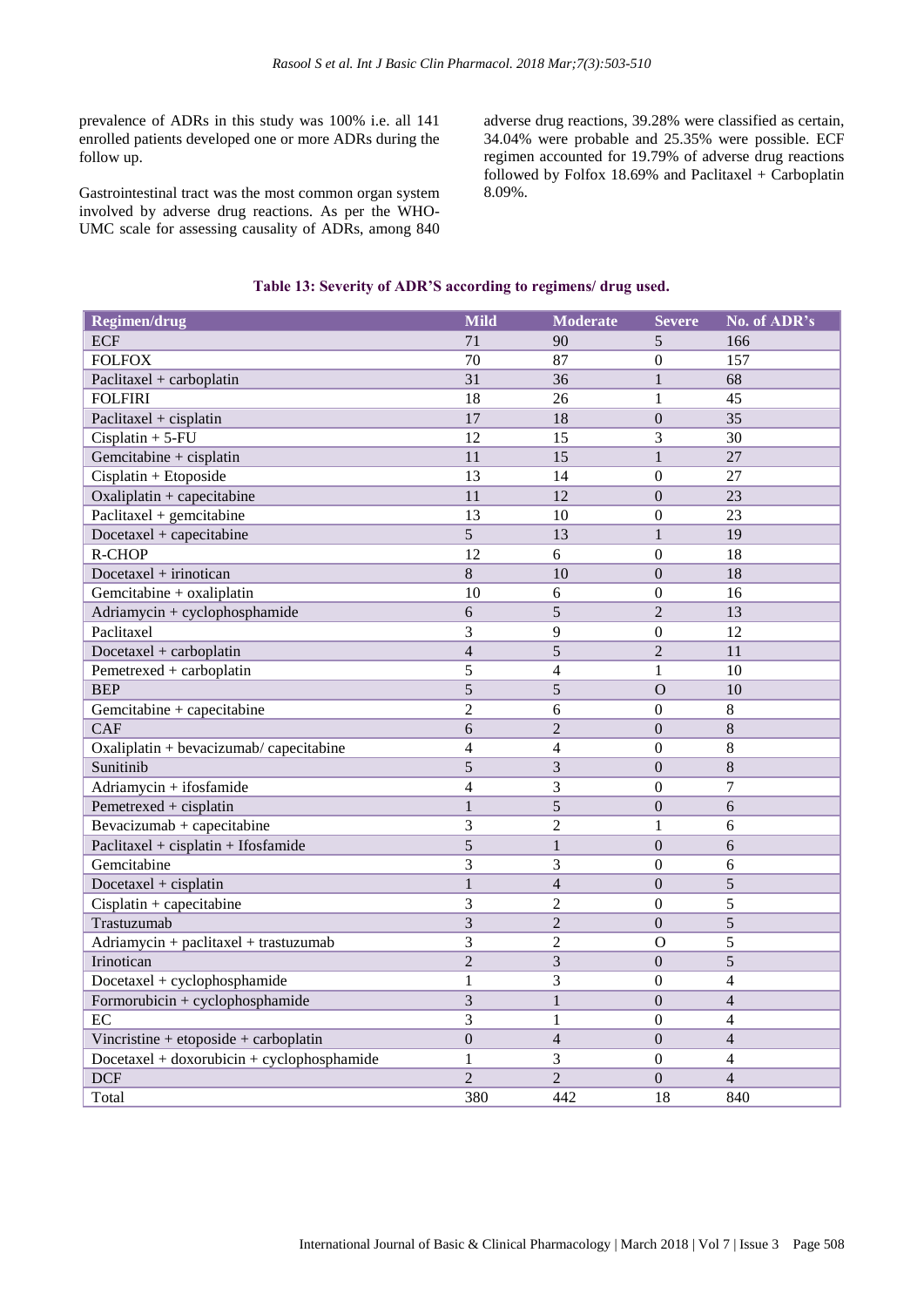prevalence of ADRs in this study was 100% i.e. all 141 enrolled patients developed one or more ADRs during the follow up.

Gastrointestinal tract was the most common organ system involved by adverse drug reactions. As per the WHO-UMC scale for assessing causality of ADRs, among 840 adverse drug reactions, 39.28% were classified as certain, 34.04% were probable and 25.35% were possible. ECF regimen accounted for 19.79% of adverse drug reactions followed by Folfox 18.69% and Paclitaxel + Carboplatin 8.09%.

**Table 13: Severity of ADR'S according to regimens/ drug used.**

| Regimen/drug | Mild | Moderate | Severe | No. of ADR's |
|---|---|---|---|---|
| ECF | 71 | 90 | 5 | 166 |
| FOLFOX | 70 | 87 | 0 | 157 |
| Paclitaxel + carboplatin | 31 | 36 | 1 | 68 |
| FOLFIRI | 18 | 26 | 1 | 45 |
| Paclitaxel + cisplatin | 17 | 18 | 0 | 35 |
| Cisplatin + 5-FU | 12 | 15 | 3 | 30 |
| Gemcitabine + cisplatin | 11 | 15 | 1 | 27 |
| Cisplatin + Etoposide | 13 | 14 | 0 | 27 |
| Oxaliplatin + capecitabine | 11 | 12 | 0 | 23 |
| Paclitaxel + gemcitabine | 13 | 10 | 0 | 23 |
| Docetaxel + capecitabine | 5 | 13 | 1 | 19 |
| R-CHOP | 12 | 6 | 0 | 18 |
| Docetaxel + irinotican | 8 | 10 | 0 | 18 |
| Gemcitabine + oxaliplatin | 10 | 6 | 0 | 16 |
| Adriamycin + cyclophosphamide | 6 | 5 | 2 | 13 |
| Paclitaxel | 3 | 9 | 0 | 12 |
| Docetaxel + carboplatin | 4 | 5 | 2 | 11 |
| Pemetrexed + carboplatin | 5 | 4 | 1 | 10 |
| BEP | 5 | 5 | O | 10 |
| Gemcitabine + capecitabine | 2 | 6 | 0 | 8 |
| CAF | 6 | 2 | 0 | 8 |
| Oxaliplatin + bevacizumab/ capecitabine | 4 | 4 | 0 | 8 |
| Sunitinib | 5 | 3 | 0 | 8 |
| Adriamycin + ifosfamide | 4 | 3 | 0 | 7 |
| Pemetrexed + cisplatin | 1 | 5 | 0 | 6 |
| Bevacizumab + capecitabine | 3 | 2 | 1 | 6 |
| Paclitaxel + cisplatin + Ifosfamide | 5 | 1 | 0 | 6 |
| Gemcitabine | 3 | 3 | 0 | 6 |
| Docetaxel + cisplatin | 1 | 4 | 0 | 5 |
| Cisplatin + capecitabine | 3 | 2 | 0 | 5 |
| Trastuzumab | 3 | 2 | 0 | 5 |
| Adriamycin + paclitaxel + trastuzumab | 3 | 2 | O | 5 |
| Irinotican | 2 | 3 | 0 | 5 |
| Docetaxel + cyclophosphamide | 1 | 3 | 0 | 4 |
| Formorubicin + cyclophosphamide | 3 | 1 | 0 | 4 |
| EC | 3 | 1 | 0 | 4 |
| Vincristine + etoposide + carboplatin | 0 | 4 | 0 | 4 |
| Docetaxel + doxorubicin + cyclophosphamide | 1 | 3 | 0 | 4 |
| DCF | 2 | 2 | 0 | 4 |
| Total | 380 | 442 | 18 | 840 |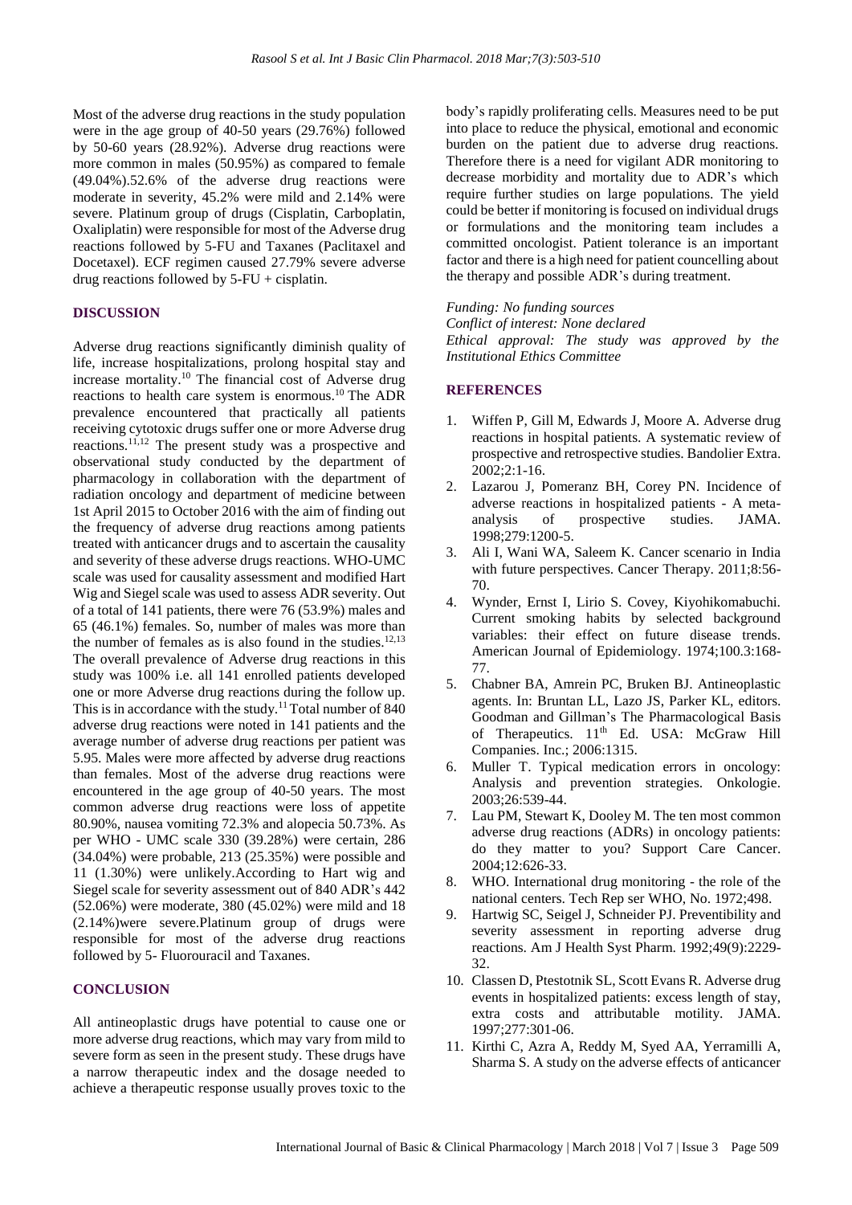Most of the adverse drug reactions in the study population were in the age group of 40-50 years (29.76%) followed by 50-60 years (28.92%). Adverse drug reactions were more common in males (50.95%) as compared to female (49.04%).52.6% of the adverse drug reactions were moderate in severity, 45.2% were mild and 2.14% were severe. Platinum group of drugs (Cisplatin, Carboplatin, Oxaliplatin) were responsible for most of the Adverse drug reactions followed by 5-FU and Taxanes (Paclitaxel and Docetaxel). ECF regimen caused 27.79% severe adverse drug reactions followed by 5-FU + cisplatin.

## DISCUSSION

Adverse drug reactions significantly diminish quality of life, increase hospitalizations, prolong hospital stay and increase mortality.[10] The financial cost of Adverse drug reactions to health care system is enormous.[10] The ADR prevalence encountered that practically all patients receiving cytotoxic drugs suffer one or more Adverse drug reactions.[11,12] The present study was a prospective and observational study conducted by the department of pharmacology in collaboration with the department of radiation oncology and department of medicine between 1st April 2015 to October 2016 with the aim of finding out the frequency of adverse drug reactions among patients treated with anticancer drugs and to ascertain the causality and severity of these adverse drugs reactions. WHO-UMC scale was used for causality assessment and modified Hart Wig and Siegel scale was used to assess ADR severity. Out of a total of 141 patients, there were 76 (53.9%) males and 65 (46.1%) females. So, number of males was more than the number of females as is also found in the studies.[12,13] The overall prevalence of Adverse drug reactions in this study was 100% i.e. all 141 enrolled patients developed one or more Adverse drug reactions during the follow up. This is in accordance with the study.[11] Total number of 840 adverse drug reactions were noted in 141 patients and the average number of adverse drug reactions per patient was 5.95. Males were more affected by adverse drug reactions than females. Most of the adverse drug reactions were encountered in the age group of 40-50 years. The most common adverse drug reactions were loss of appetite 80.90%, nausea vomiting 72.3% and alopecia 50.73%. As per WHO - UMC scale 330 (39.28%) were certain, 286 (34.04%) were probable, 213 (25.35%) were possible and 11 (1.30%) were unlikely.According to Hart wig and Siegel scale for severity assessment out of 840 ADR's 442 (52.06%) were moderate, 380 (45.02%) were mild and 18 (2.14%)were severe.Platinum group of drugs were responsible for most of the adverse drug reactions followed by 5- Fluorouracil and Taxanes.

## CONCLUSION

All antineoplastic drugs have potential to cause one or more adverse drug reactions, which may vary from mild to severe form as seen in the present study. These drugs have a narrow therapeutic index and the dosage needed to achieve a therapeutic response usually proves toxic to the body's rapidly proliferating cells. Measures need to be put into place to reduce the physical, emotional and economic burden on the patient due to adverse drug reactions. Therefore there is a need for vigilant ADR monitoring to decrease morbidity and mortality due to ADR's which require further studies on large populations. The yield could be better if monitoring is focused on individual drugs or formulations and the monitoring team includes a committed oncologist. Patient tolerance is an important factor and there is a high need for patient councelling about the therapy and possible ADR's during treatment.

*Funding: No funding sources*
*Conflict of interest: None declared*
*Ethical approval: The study was approved by the Institutional Ethics Committee*

## REFERENCES

1. Wiffen P, Gill M, Edwards J, Moore A. Adverse drug reactions in hospital patients. A systematic review of prospective and retrospective studies. Bandolier Extra. 2002;2:1-16.
2. Lazarou J, Pomeranz BH, Corey PN. Incidence of adverse reactions in hospitalized patients - A meta-analysis of prospective studies. JAMA. 1998;279:1200-5.
3. Ali I, Wani WA, Saleem K. Cancer scenario in India with future perspectives. Cancer Therapy. 2011;8:56-70.
4. Wynder, Ernst I, Lirio S. Covey, Kiyohikomabuchi. Current smoking habits by selected background variables: their effect on future disease trends. American Journal of Epidemiology. 1974;100.3:168-77.
5. Chabner BA, Amrein PC, Bruken BJ. Antineoplastic agents. In: Bruntan LL, Lazo JS, Parker KL, editors. Goodman and Gillman's The Pharmacological Basis of Therapeutics. 11th Ed. USA: McGraw Hill Companies. Inc.; 2006:1315.
6. Muller T. Typical medication errors in oncology: Analysis and prevention strategies. Onkologie. 2003;26:539-44.
7. Lau PM, Stewart K, Dooley M. The ten most common adverse drug reactions (ADRs) in oncology patients: do they matter to you? Support Care Cancer. 2004;12:626-33.
8. WHO. International drug monitoring - the role of the national centers. Tech Rep ser WHO, No. 1972;498.
9. Hartwig SC, Seigel J, Schneider PJ. Preventibility and severity assessment in reporting adverse drug reactions. Am J Health Syst Pharm. 1992;49(9):2229-32.
10. Classen D, Ptestotnik SL, Scott Evans R. Adverse drug events in hospitalized patients: excess length of stay, extra costs and attributable motility. JAMA. 1997;277:301-06.
11. Kirthi C, Azra A, Reddy M, Syed AA, Yerramilli A, Sharma S. A study on the adverse effects of anticancer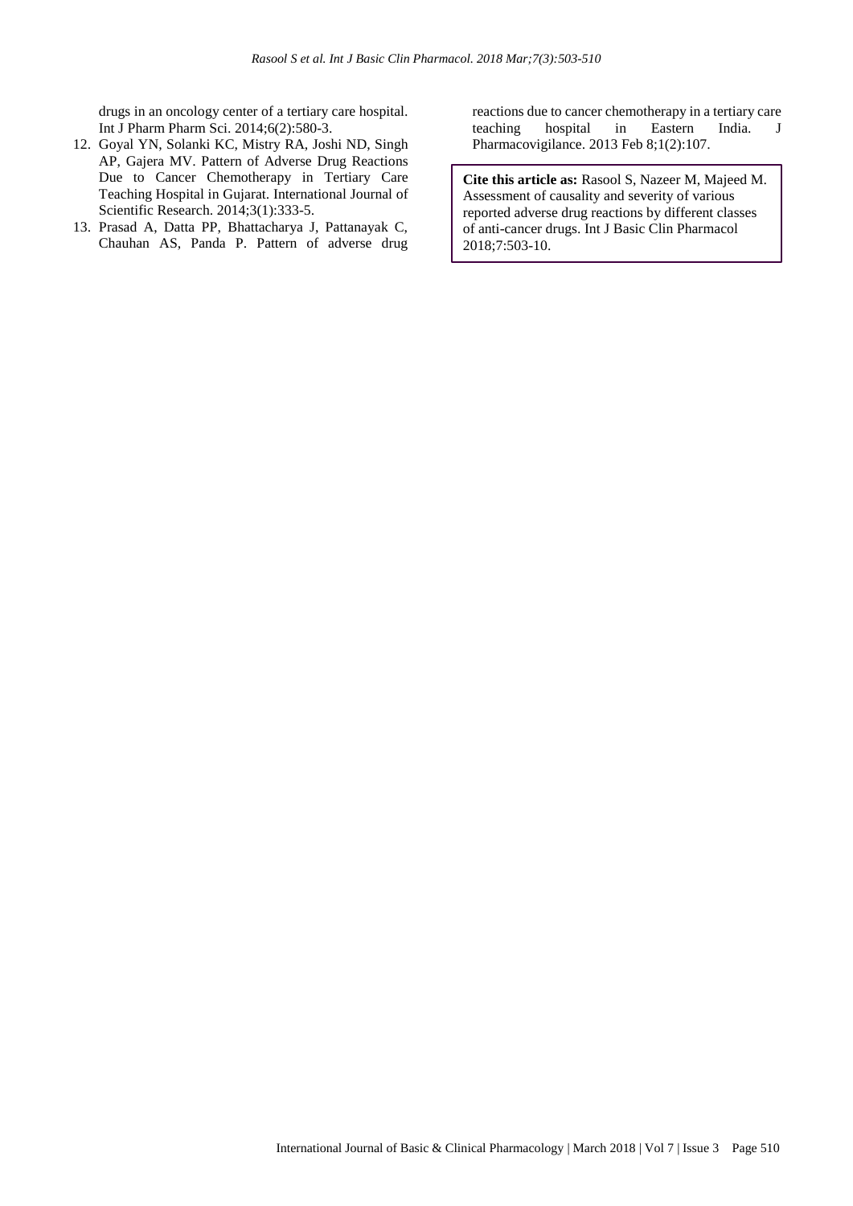drugs in an oncology center of a tertiary care hospital. Int J Pharm Pharm Sci. 2014;6(2):580-3.

12. Goyal YN, Solanki KC, Mistry RA, Joshi ND, Singh AP, Gajera MV. Pattern of Adverse Drug Reactions Due to Cancer Chemotherapy in Tertiary Care Teaching Hospital in Gujarat. International Journal of Scientific Research. 2014;3(1):333-5.
13. Prasad A, Datta PP, Bhattacharya J, Pattanayak C, Chauhan AS, Panda P. Pattern of adverse drug reactions due to cancer chemotherapy in a tertiary care teaching hospital in Eastern India. J Pharmacovigilance. 2013 Feb 8;1(2):107.

**Cite this article as:** Rasool S, Nazeer M, Majeed M. Assessment of causality and severity of various reported adverse drug reactions by different classes of anti-cancer drugs. Int J Basic Clin Pharmacol 2018;7:503-10.